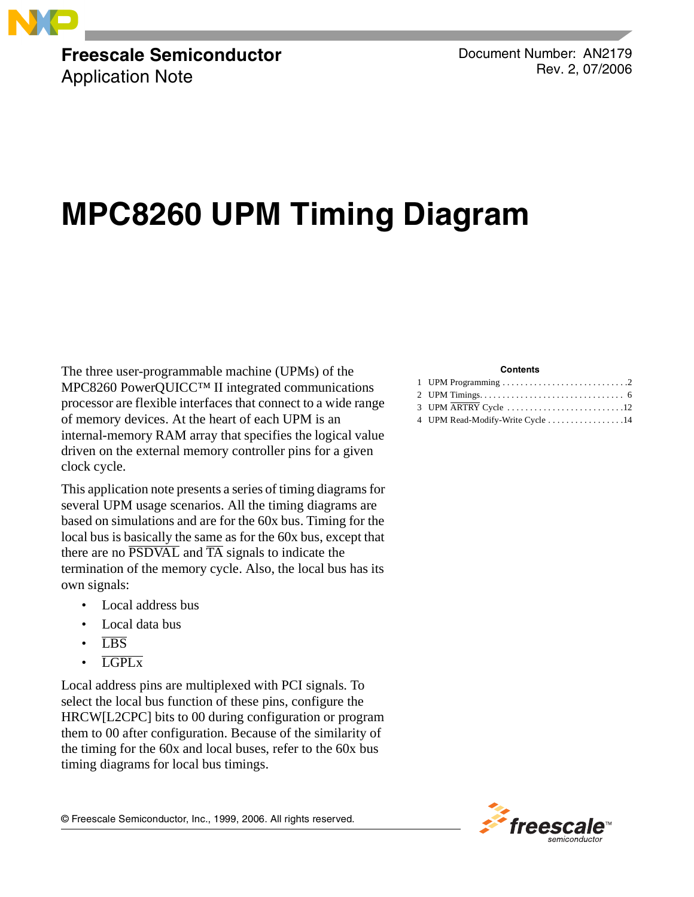**Freescale Semiconductor**
Application Note

Document Number: AN2179
Rev. 2, 07/2006

# MPC8260 UPM Timing Diagram

The three user-programmable machine (UPMs) of the MPC8260 PowerQUICC™ II integrated communications processor are flexible interfaces that connect to a wide range of memory devices. At the heart of each UPM is an internal-memory RAM array that specifies the logical value driven on the external memory controller pins for a given clock cycle.

This application note presents a series of timing diagrams for several UPM usage scenarios. All the timing diagrams are based on simulations and are for the 60x bus. Timing for the local bus is basically the same as for the 60x bus, except that there are no $\overline{\text{PSDVAL}}$ and $\overline{\text{TA}}$ signals to indicate the termination of the memory cycle. Also, the local bus has its own signals:

- Local address bus
- Local data bus
- $\overline{\text{LBS}}$
- $\overline{\text{LGPLx}}$

Local address pins are multiplexed with PCI signals. To select the local bus function of these pins, configure the HRCW[L2CPC] bits to 00 during configuration or program them to 00 after configuration. Because of the similarity of the timing for the 60x and local buses, refer to the 60x bus timing diagrams for local bus timings.

**Contents**

1 UPM Programming . . . . . . . . . . . . . . . . . . . . . . . . . . . .2
2 UPM Timings. . . . . . . . . . . . . . . . . . . . . . . . . . . . . . . . 6
3 UPM $\overline{\text{ARTRY}}$ Cycle . . . . . . . . . . . . . . . . . . . . . . . . . .12
4 UPM Read-Modify-Write Cycle . . . . . . . . . . . . . . . . .14

© Freescale Semiconductor, Inc., 1999, 2006. All rights reserved.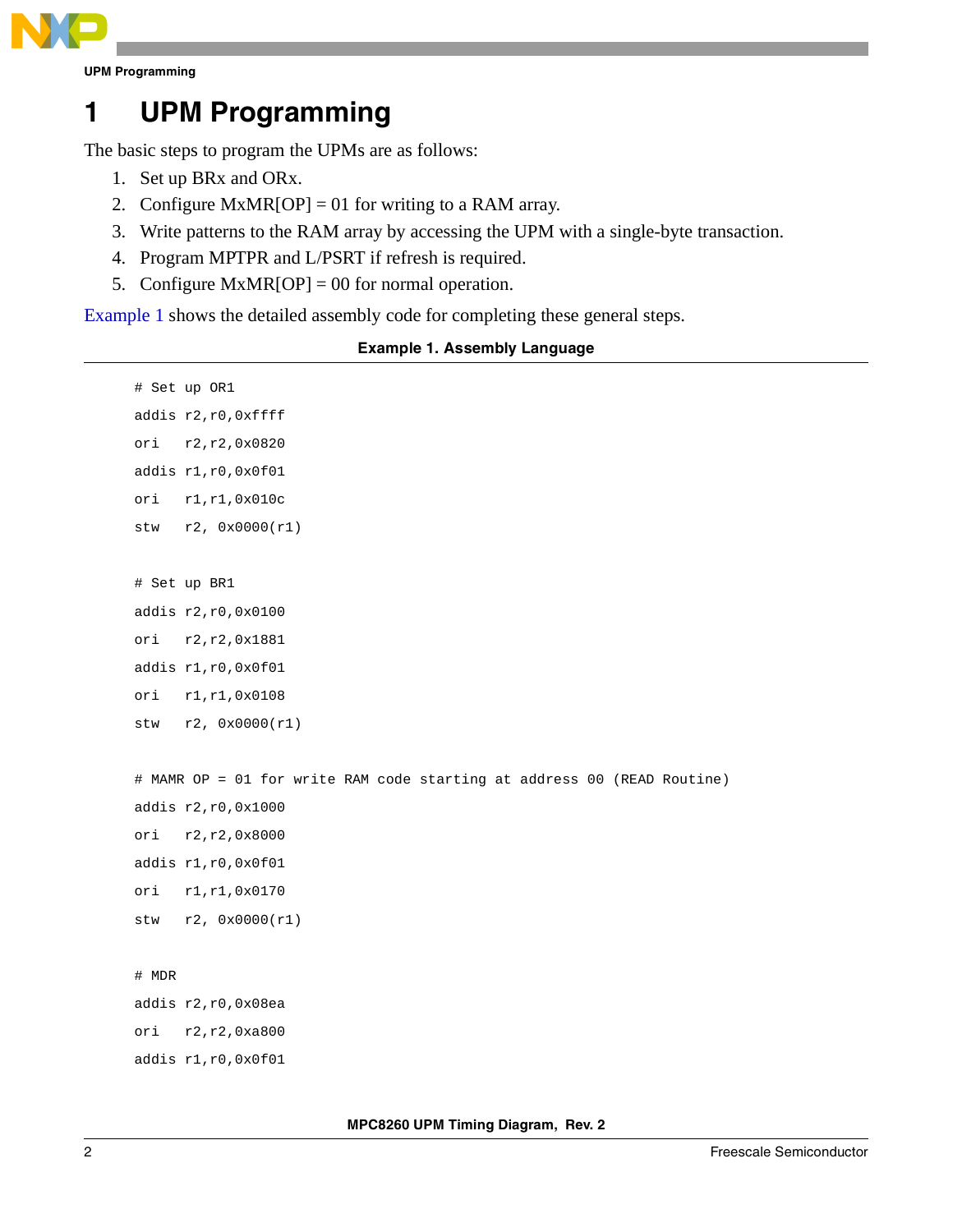# 1 UPM Programming

The basic steps to program the UPMs are as follows:

1. Set up BRx and ORx.
2. Configure MxMR[OP] = 01 for writing to a RAM array.
3. Write patterns to the RAM array by accessing the UPM with a single-byte transaction.
4. Program MPTPR and L/PSRT if refresh is required.
5. Configure MxMR[OP] = 00 for normal operation.

Example 1 shows the detailed assembly code for completing these general steps.

**Example 1. Assembly Language**

```
# Set up OR1
addis r2,r0,0xffff
ori   r2,r2,0x0820
addis r1,r0,0x0f01
ori   r1,r1,0x010c
stw   r2, 0x0000(r1)

# Set up BR1
addis r2,r0,0x0100
ori   r2,r2,0x1881
addis r1,r0,0x0f01
ori   r1,r1,0x0108
stw   r2, 0x0000(r1)

# MAMR OP = 01 for write RAM code starting at address 00 (READ Routine)
addis r2,r0,0x1000
ori   r2,r2,0x8000
addis r1,r0,0x0f01
ori   r1,r1,0x0170
stw   r2, 0x0000(r1)

# MDR
addis r2,r0,0x08ea
ori   r2,r2,0xa800
addis r1,r0,0x0f01
```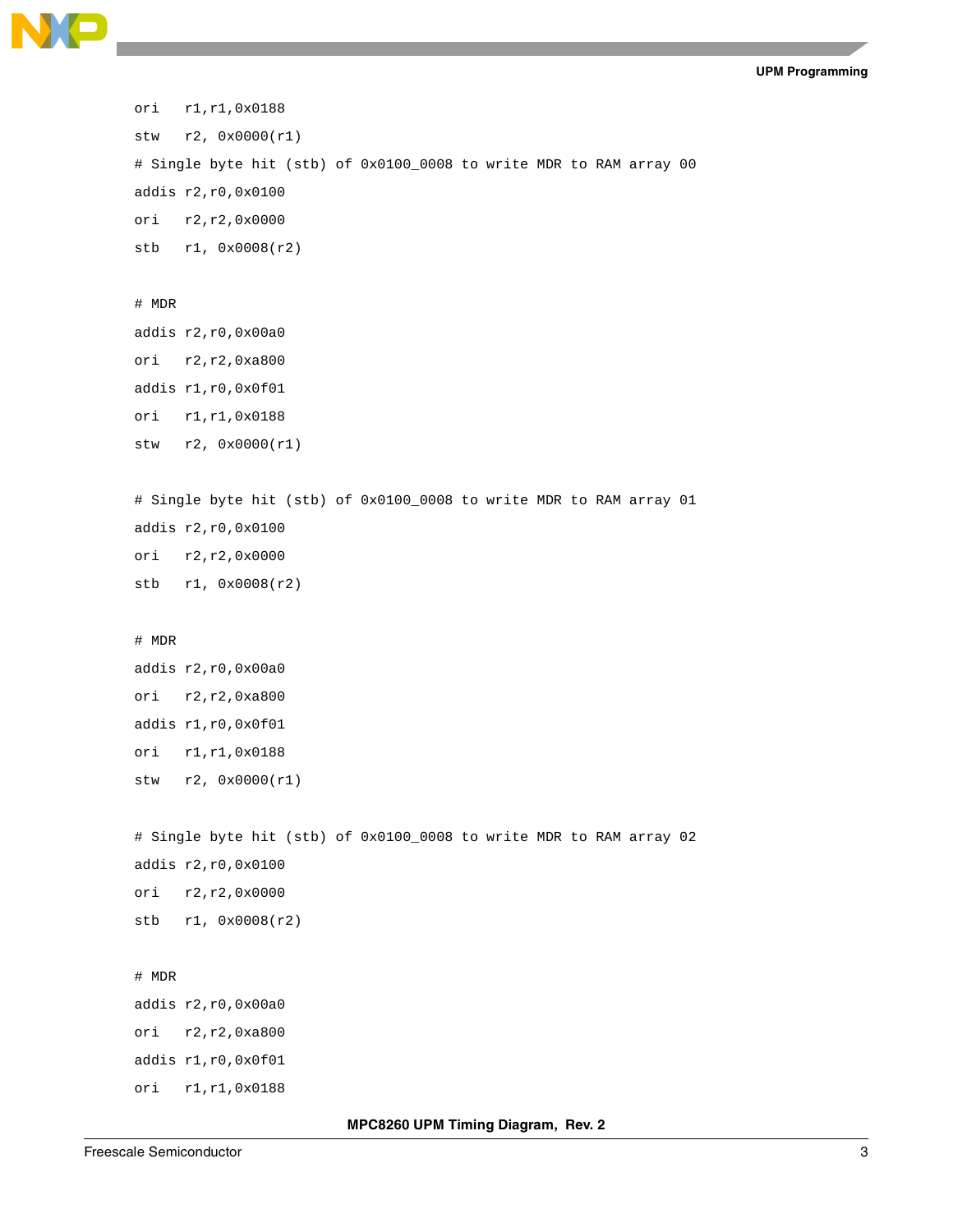```
ori   r1,r1,0x0188
stw   r2, 0x0000(r1)
# Single byte hit (stb) of 0x0100_0008 to write MDR to RAM array 00
addis r2,r0,0x0100
ori   r2,r2,0x0000
stb   r1, 0x0008(r2)

# MDR
addis r2,r0,0x00a0
ori   r2,r2,0xa800
addis r1,r0,0x0f01
ori   r1,r1,0x0188
stw   r2, 0x0000(r1)

# Single byte hit (stb) of 0x0100_0008 to write MDR to RAM array 01
addis r2,r0,0x0100
ori   r2,r2,0x0000
stb   r1, 0x0008(r2)

# MDR
addis r2,r0,0x00a0
ori   r2,r2,0xa800
addis r1,r0,0x0f01
ori   r1,r1,0x0188
stw   r2, 0x0000(r1)

# Single byte hit (stb) of 0x0100_0008 to write MDR to RAM array 02
addis r2,r0,0x0100
ori   r2,r2,0x0000
stb   r1, 0x0008(r2)

# MDR
addis r2,r0,0x00a0
ori   r2,r2,0xa800
addis r1,r0,0x0f01
ori   r1,r1,0x0188
```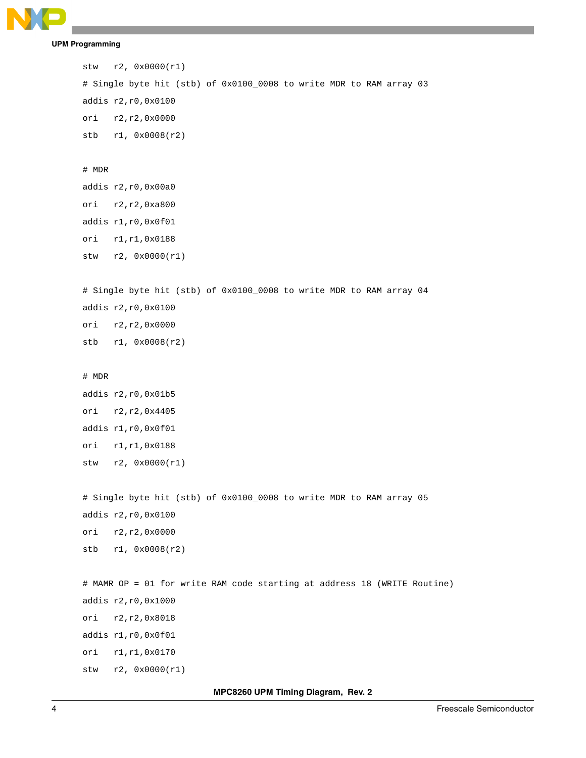```
stw   r2, 0x0000(r1)
# Single byte hit (stb) of 0x0100_0008 to write MDR to RAM array 03
addis r2,r0,0x0100
ori   r2,r2,0x0000
stb   r1, 0x0008(r2)

# MDR
addis r2,r0,0x00a0
ori   r2,r2,0xa800
addis r1,r0,0x0f01
ori   r1,r1,0x0188
stw   r2, 0x0000(r1)

# Single byte hit (stb) of 0x0100_0008 to write MDR to RAM array 04
addis r2,r0,0x0100
ori   r2,r2,0x0000
stb   r1, 0x0008(r2)

# MDR
addis r2,r0,0x01b5
ori   r2,r2,0x4405
addis r1,r0,0x0f01
ori   r1,r1,0x0188
stw   r2, 0x0000(r1)

# Single byte hit (stb) of 0x0100_0008 to write MDR to RAM array 05
addis r2,r0,0x0100
ori   r2,r2,0x0000
stb   r1, 0x0008(r2)

# MAMR OP = 01 for write RAM code starting at address 18 (WRITE Routine)
addis r2,r0,0x1000
ori   r2,r2,0x8018
addis r1,r0,0x0f01
ori   r1,r1,0x0170
stw   r2, 0x0000(r1)
```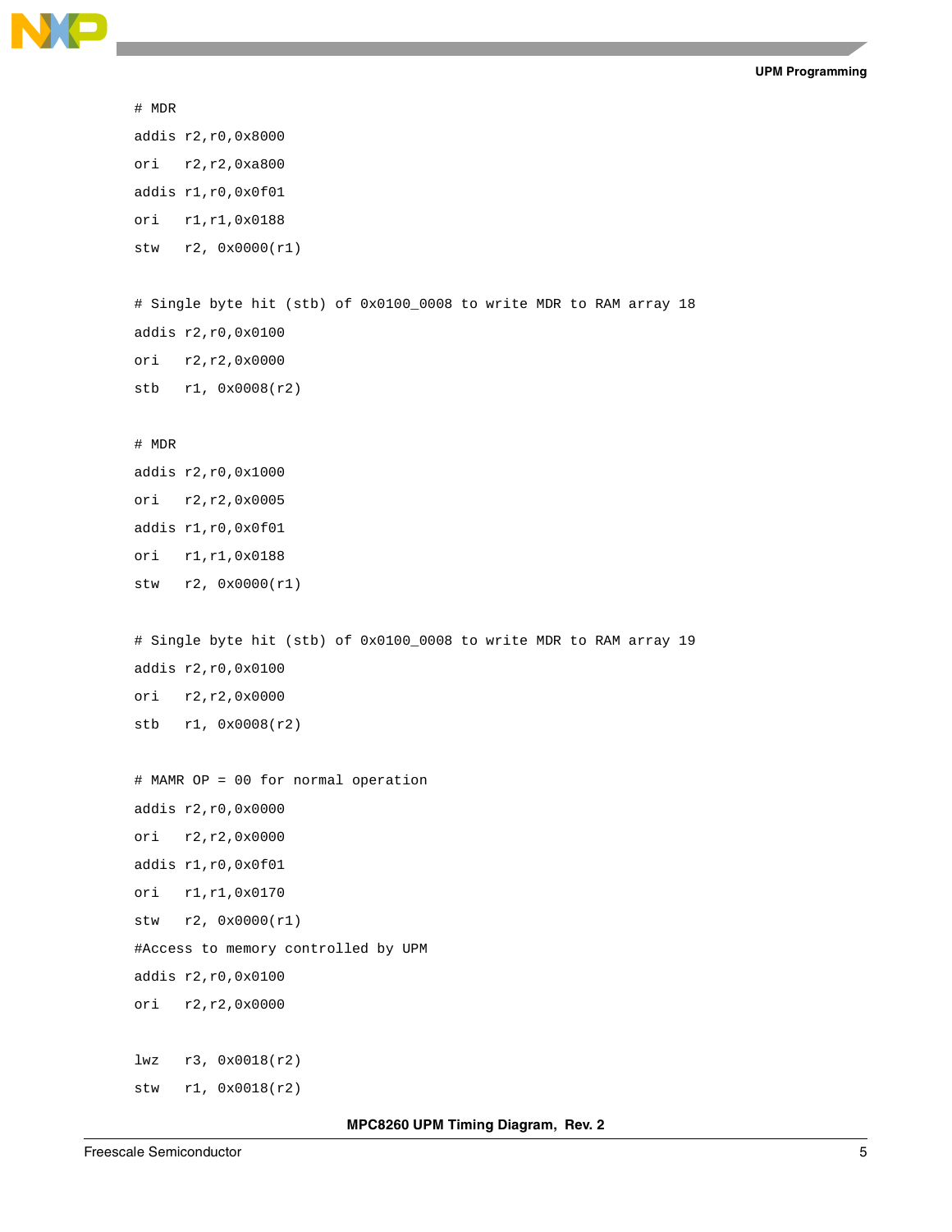```
# MDR
addis r2,r0,0x8000
ori   r2,r2,0xa800
addis r1,r0,0x0f01
ori   r1,r1,0x0188
stw   r2, 0x0000(r1)

# Single byte hit (stb) of 0x0100_0008 to write MDR to RAM array 18
addis r2,r0,0x0100
ori   r2,r2,0x0000
stb   r1, 0x0008(r2)

# MDR
addis r2,r0,0x1000
ori   r2,r2,0x0005
addis r1,r0,0x0f01
ori   r1,r1,0x0188
stw   r2, 0x0000(r1)

# Single byte hit (stb) of 0x0100_0008 to write MDR to RAM array 19
addis r2,r0,0x0100
ori   r2,r2,0x0000
stb   r1, 0x0008(r2)

# MAMR OP = 00 for normal operation
addis r2,r0,0x0000
ori   r2,r2,0x0000
addis r1,r0,0x0f01
ori   r1,r1,0x0170
stw   r2, 0x0000(r1)
#Access to memory controlled by UPM
addis r2,r0,0x0100
ori   r2,r2,0x0000

lwz   r3, 0x0018(r2)
stw   r1, 0x0018(r2)
```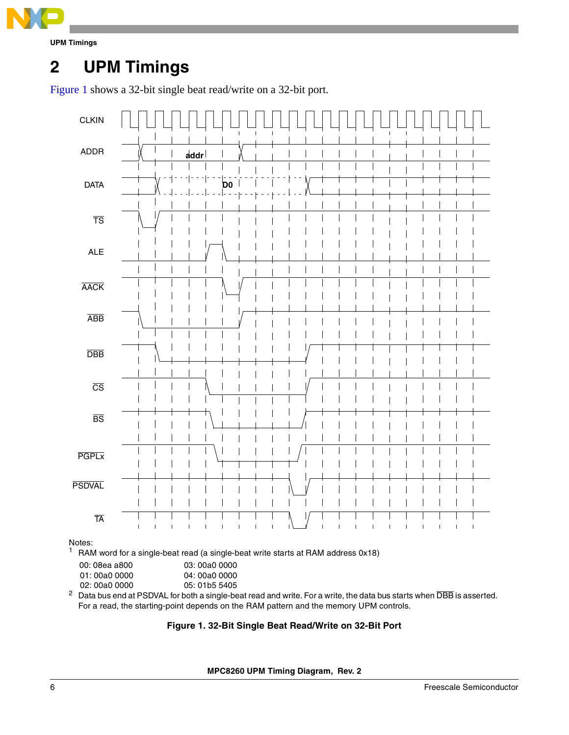## 2 UPM Timings

Figure 1 shows a 32-bit single beat read/write on a 32-bit port.

CLKIN

ADDR — addr

DATA — D0

$\overline{TS}$

ALE

$\overline{AACK}$

$\overline{ABB}$

$\overline{DBB}$

$\overline{CS}$

$\overline{BS}$

$\overline{PGPLx}$

$\overline{PSDVAL}$

$\overline{TA}$

Notes:

[1] RAM word for a single-beat read (a single-beat write starts at RAM address 0x18)

| | |
|---|---|
| 00: 08ea a800 | 03: 00a0 0000 |
| 01: 00a0 0000 | 04: 00a0 0000 |
| 02: 00a0 0000 | 05: 01b5 5405 |

[2] Data bus end at PSDVAL for both a single-beat read and write. For a write, the data bus starts when $\overline{DBB}$ is asserted. For a read, the starting-point depends on the RAM pattern and the memory UPM controls.

**Figure 1. 32-Bit Single Beat Read/Write on 32-Bit Port**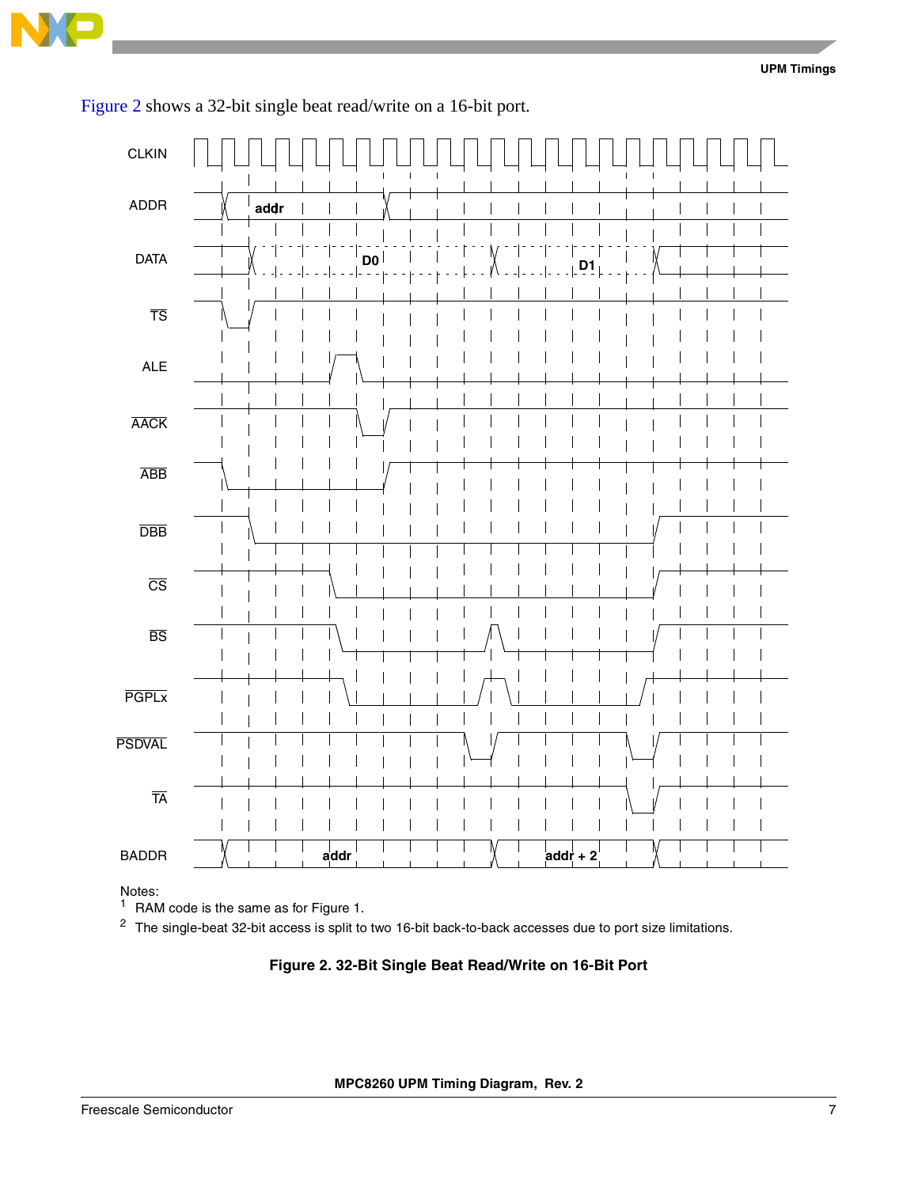Figure 2 shows a 32-bit single beat read/write on a 16-bit port.

Notes:

[1] RAM code is the same as for Figure 1.

[2] The single-beat 32-bit access is split to two 16-bit back-to-back accesses due to port size limitations.

**Figure 2. 32-Bit Single Beat Read/Write on 16-Bit Port**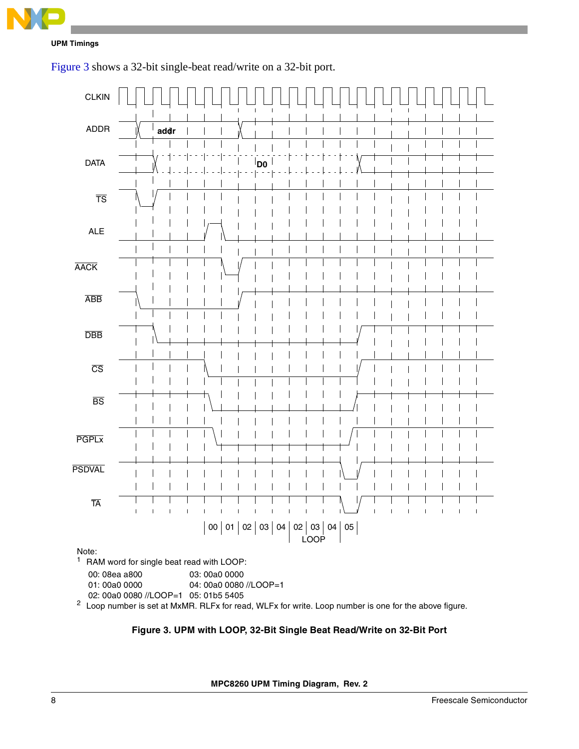Figure 3 shows a 32-bit single-beat read/write on a 32-bit port.

Note:

1 RAM word for single beat read with LOOP:

00: 08ea a800 03: 00a0 0000
01: 00a0 0000 04: 00a0 0080 //LOOP=1
02: 00a0 0080 //LOOP=1 05: 01b5 5405

2 Loop number is set at MxMR. RLFx for read, WLFx for write. Loop number is one for the above figure.

**Figure 3. UPM with LOOP, 32-Bit Single Beat Read/Write on 32-Bit Port**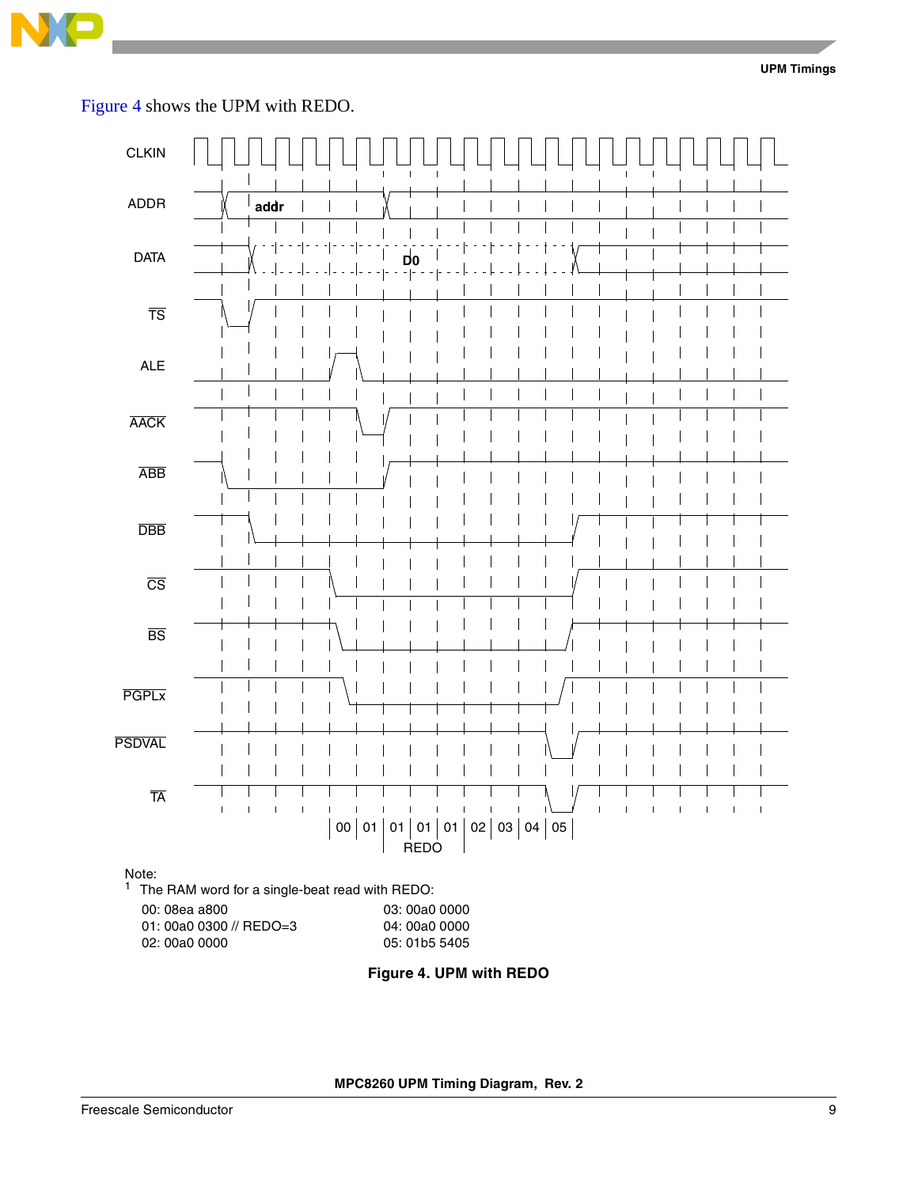Figure 4 shows the UPM with REDO.

Note:
[1] The RAM word for a single-beat read with REDO:

00: 08ea a800
01: 00a0 0300 // REDO=3
02: 00a0 0000
03: 00a0 0000
04: 00a0 0000
05: 01b5 5405

**Figure 4. UPM with REDO**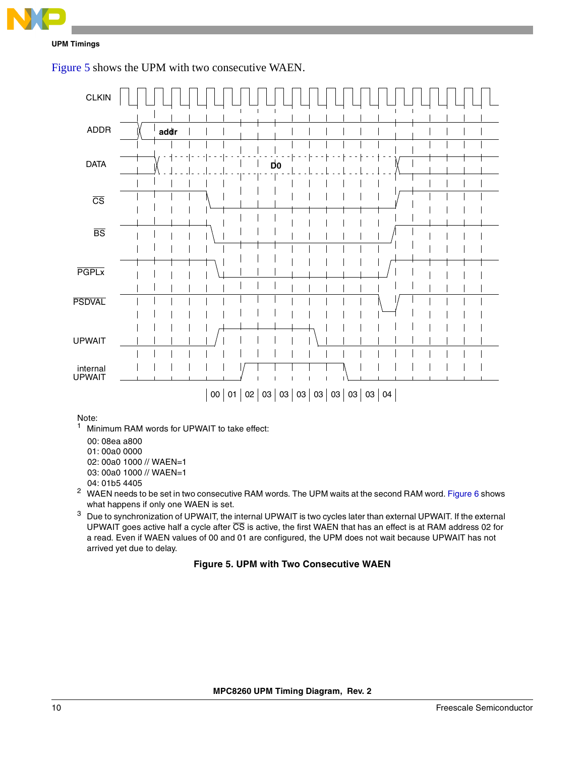Figure 5 shows the UPM with two consecutive WAEN.

Note:

[1] Minimum RAM words for UPWAIT to take effect:

00: 08ea a800
01: 00a0 0000
02: 00a0 1000 // WAEN=1
03: 00a0 1000 // WAEN=1
04: 01b5 4405

[2] WAEN needs to be set in two consecutive RAM words. The UPM waits at the second RAM word. Figure 6 shows what happens if only one WAEN is set.

[3] Due to synchronization of UPWAIT, the internal UPWAIT is two cycles later than external UPWAIT. If the external UPWAIT goes active half a cycle after CS is active, the first WAEN that has an effect is at RAM address 02 for a read. Even if WAEN values of 00 and 01 are configured, the UPM does not wait because UPWAIT has not arrived yet due to delay.

**Figure 5. UPM with Two Consecutive WAEN**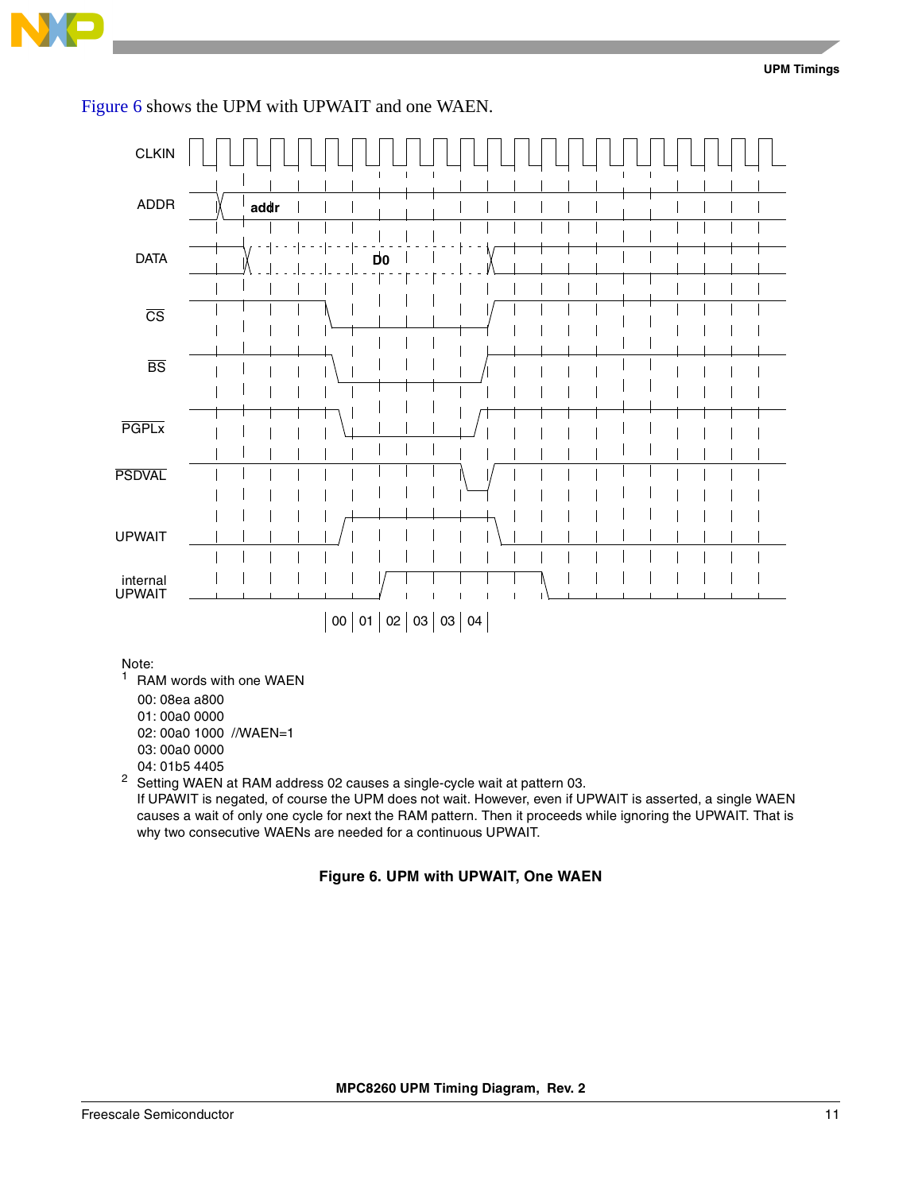Figure 6 shows the UPM with UPWAIT and one WAEN.

CLKIN

ADDR addr

DATA D0

CS

BS

PGPLx

PSDVAL

UPWAIT

internal UPWAIT

00 | 01 | 02 | 03 | 03 | 04

Note:

[1] RAM words with one WAEN

00: 08ea a800
01: 00a0 0000
02: 00a0 1000 //WAEN=1
03: 00a0 0000
04: 01b5 4405

[2] Setting WAEN at RAM address 02 causes a single-cycle wait at pattern 03.
If UPAWIT is negated, of course the UPM does not wait. However, even if UPWAIT is asserted, a single WAEN causes a wait of only one cycle for next the RAM pattern. Then it proceeds while ignoring the UPWAIT. That is why two consecutive WAENs are needed for a continuous UPWAIT.

**Figure 6. UPM with UPWAIT, One WAEN**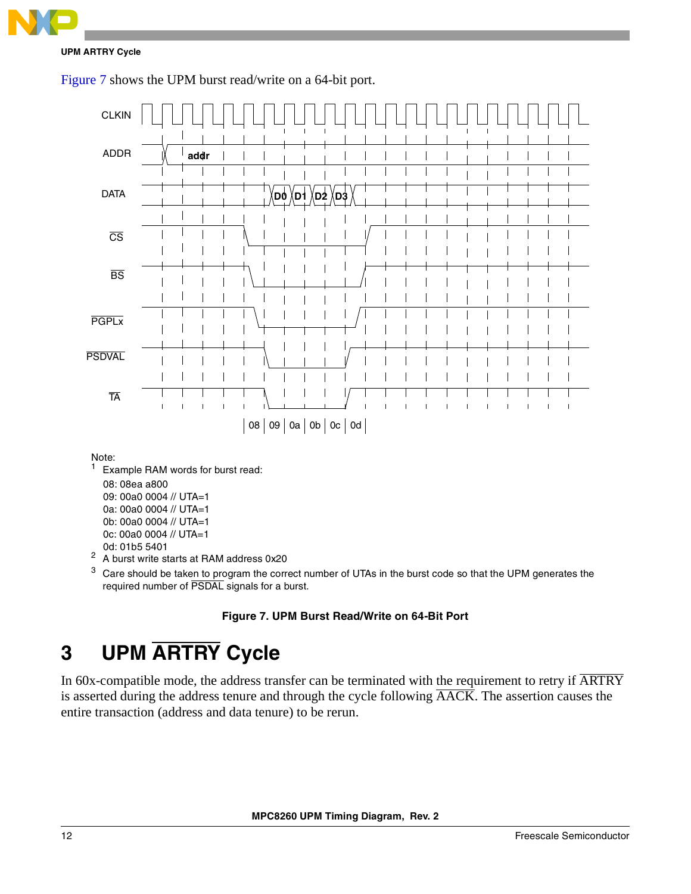Figure 7 shows the UPM burst read/write on a 64-bit port.

Note:

1 Example RAM words for burst read:

08: 08ea a800
09: 00a0 0004 // UTA=1
0a: 00a0 0004 // UTA=1
0b: 00a0 0004 // UTA=1
0c: 00a0 0004 // UTA=1
0d: 01b5 5401

2 A burst write starts at RAM address 0x20

3 Care should be taken to program the correct number of UTAs in the burst code so that the UPM generates the required number of PSDAL signals for a burst.

**Figure 7. UPM Burst Read/Write on 64-Bit Port**

# 3 UPM ARTRY Cycle

In 60x-compatible mode, the address transfer can be terminated with the requirement to retry if ARTRY is asserted during the address tenure and through the cycle following AACK. The assertion causes the entire transaction (address and data tenure) to be rerun.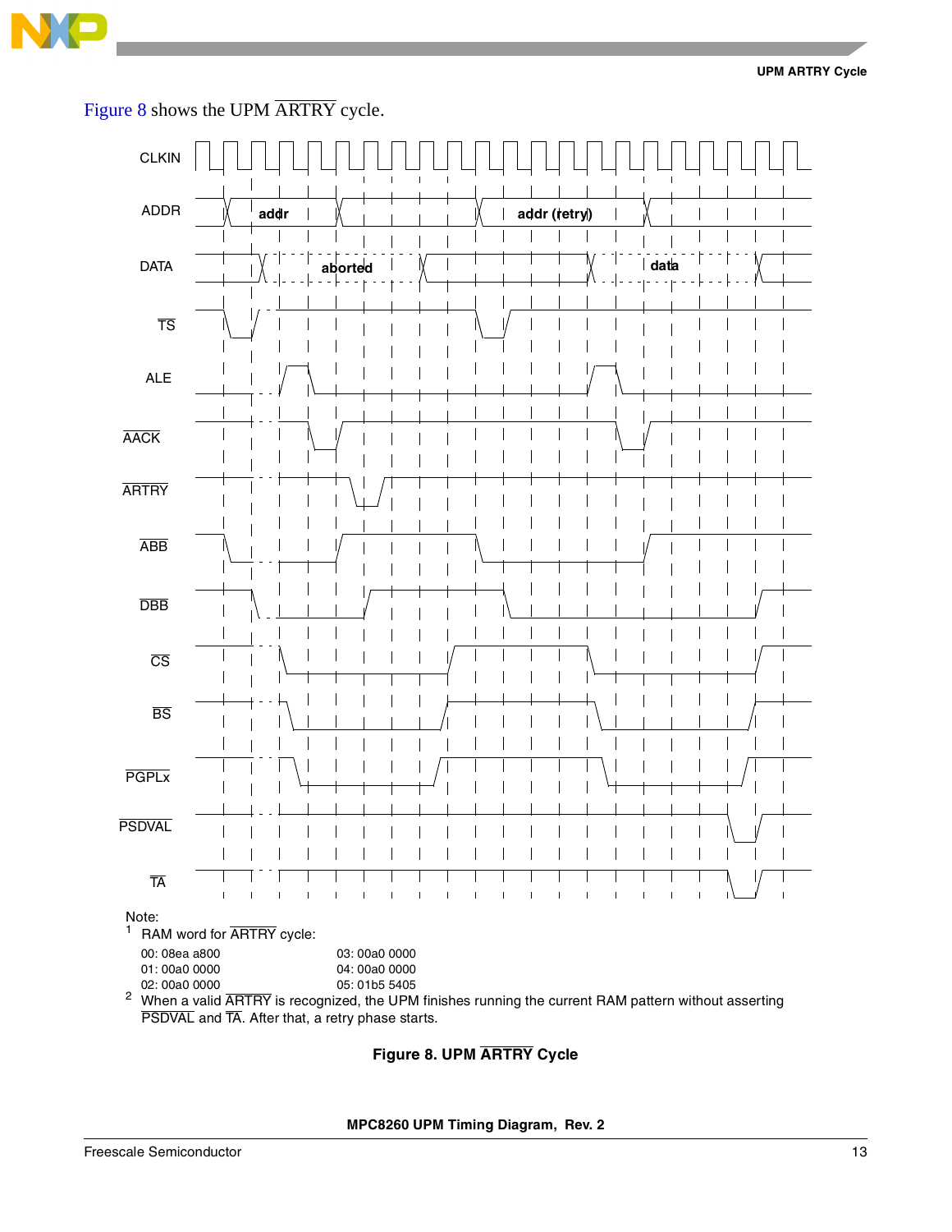Figure 8 shows the UPM ARTRY cycle.

Note:

[1] RAM word for ARTRY cycle:

| | |
|---|---|
| 00: 08ea a800 | 03: 00a0 0000 |
| 01: 00a0 0000 | 04: 00a0 0000 |
| 02: 00a0 0000 | 05: 01b5 5405 |

[2] When a valid ARTRY is recognized, the UPM finishes running the current RAM pattern without asserting PSDVAL and TA. After that, a retry phase starts.

**Figure 8. UPM ARTRY Cycle**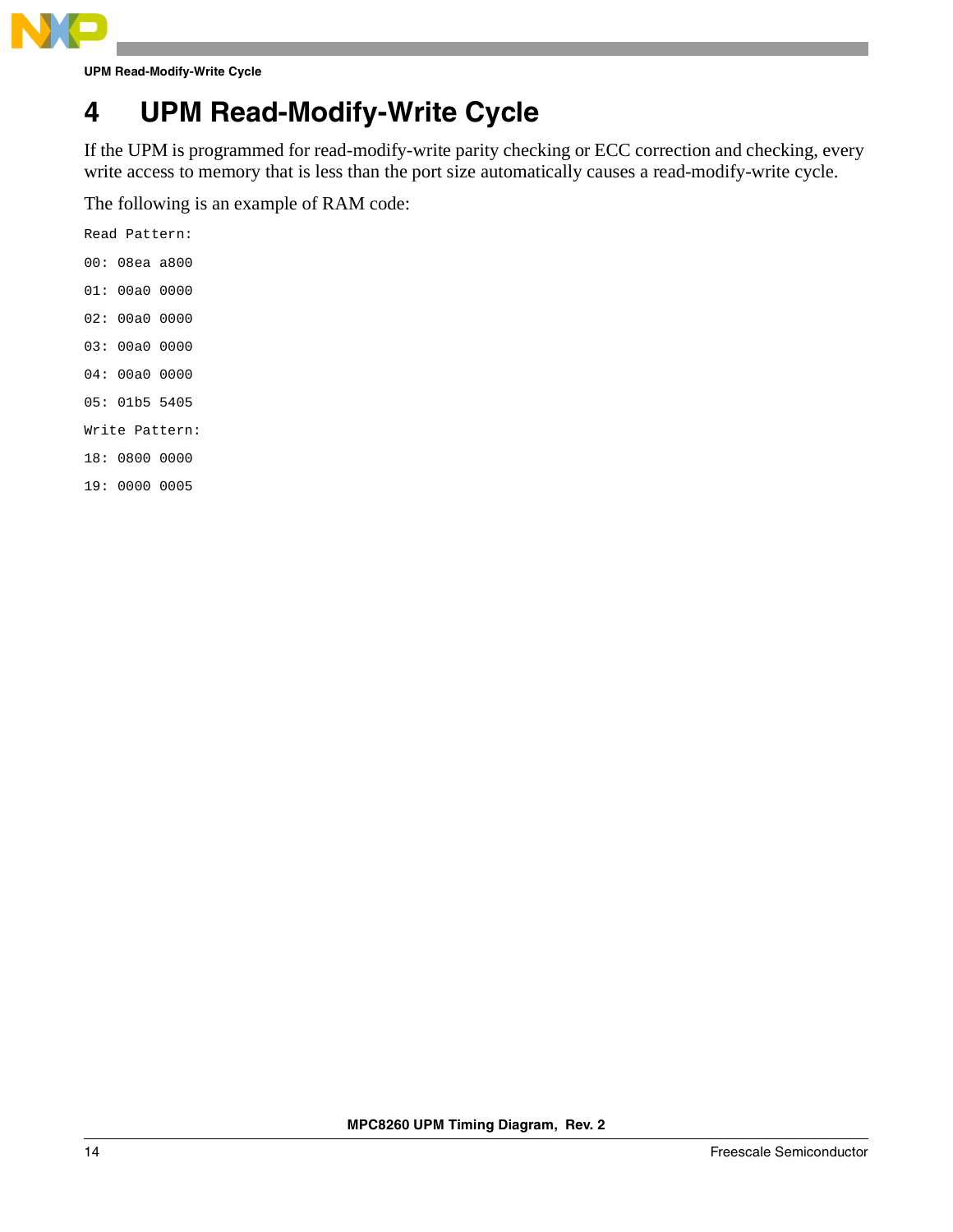# 4 UPM Read-Modify-Write Cycle

If the UPM is programmed for read-modify-write parity checking or ECC correction and checking, every write access to memory that is less than the port size automatically causes a read-modify-write cycle.

The following is an example of RAM code:

```
Read Pattern:
00: 08ea a800
01: 00a0 0000
02: 00a0 0000
03: 00a0 0000
04: 00a0 0000
05: 01b5 5405
Write Pattern:
18: 0800 0000
19: 0000 0005
```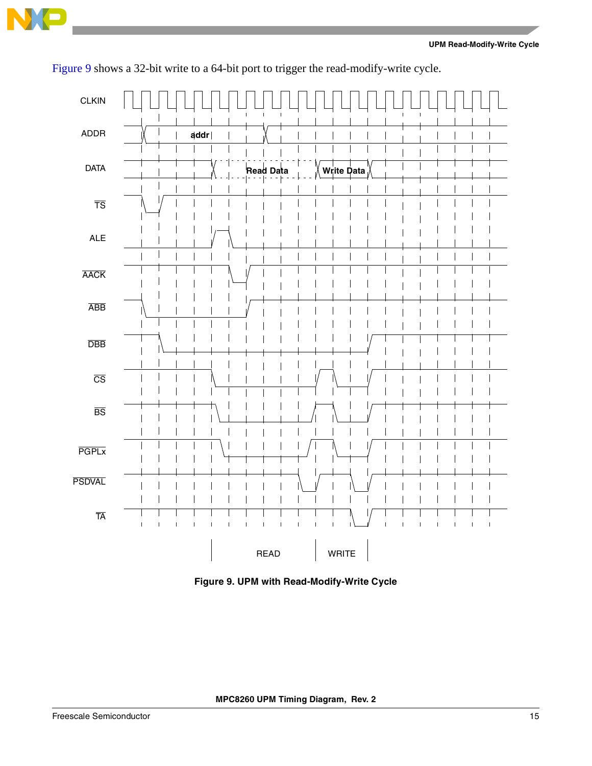Figure 9 shows a 32-bit write to a 64-bit port to trigger the read-modify-write cycle.

CLKIN

ADDR — addr

DATA — Read Data — Write Data

TS

ALE

AACK

ABB

DBB

CS

BS

PGPLx

PSDVAL

TA

READ WRITE

**Figure 9. UPM with Read-Modify-Write Cycle**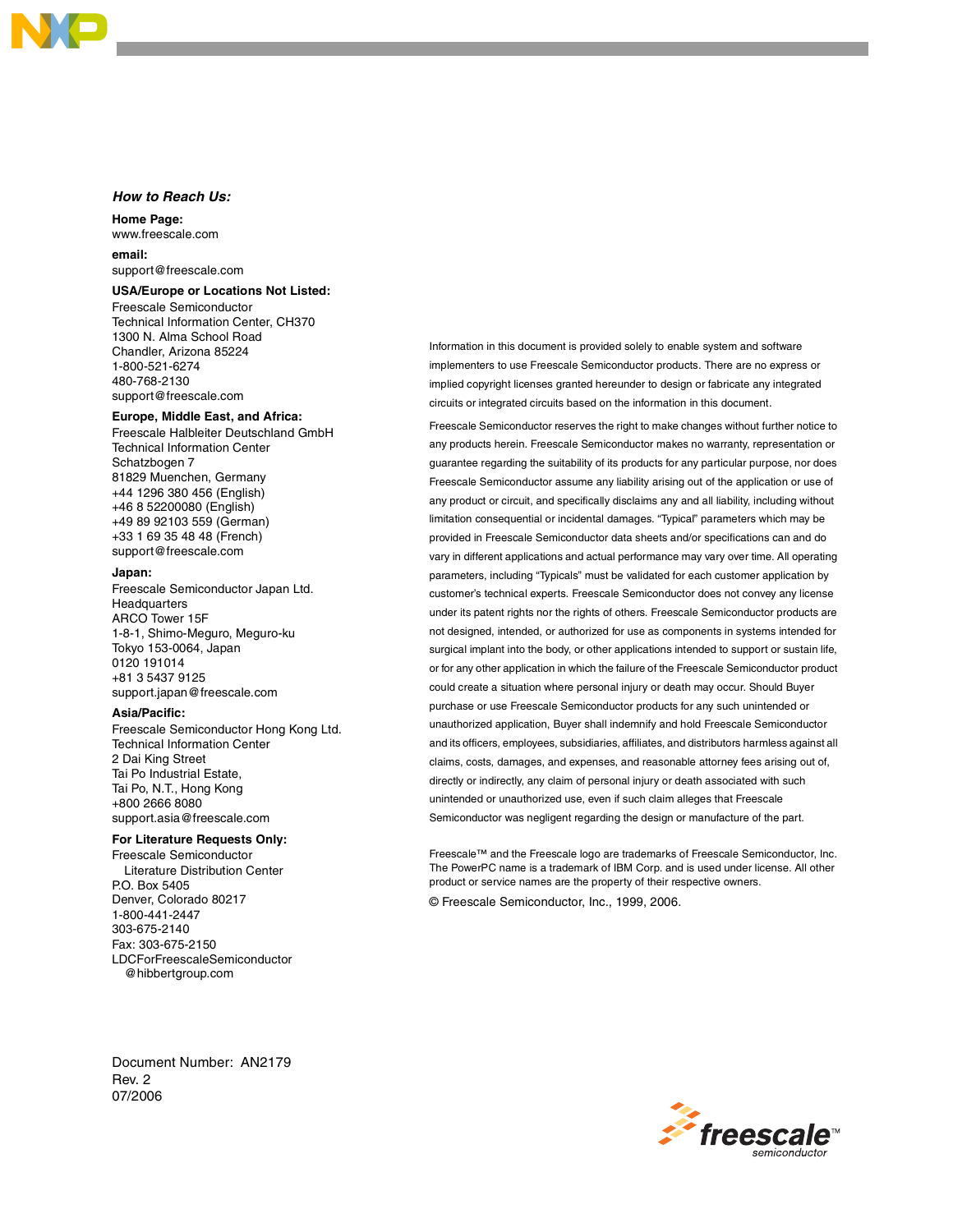*How to Reach Us:*

**Home Page:**
www.freescale.com

**email:**
support@freescale.com

**USA/Europe or Locations Not Listed:**
Freescale Semiconductor
Technical Information Center, CH370
1300 N. Alma School Road
Chandler, Arizona 85224
1-800-521-6274
480-768-2130
support@freescale.com

**Europe, Middle East, and Africa:**
Freescale Halbleiter Deutschland GmbH
Technical Information Center
Schatzbogen 7
81829 Muenchen, Germany
+44 1296 380 456 (English)
+46 8 52200080 (English)
+49 89 92103 559 (German)
+33 1 69 35 48 48 (French)
support@freescale.com

**Japan:**
Freescale Semiconductor Japan Ltd.
Headquarters
ARCO Tower 15F
1-8-1, Shimo-Meguro, Meguro-ku
Tokyo 153-0064, Japan
0120 191014
+81 3 5437 9125
support.japan@freescale.com

**Asia/Pacific:**
Freescale Semiconductor Hong Kong Ltd.
Technical Information Center
2 Dai King Street
Tai Po Industrial Estate,
Tai Po, N.T., Hong Kong
+800 2666 8080
support.asia@freescale.com

**For Literature Requests Only:**
Freescale Semiconductor
Literature Distribution Center
P.O. Box 5405
Denver, Colorado 80217
1-800-441-2447
303-675-2140
Fax: 303-675-2150
LDCForFreescaleSemiconductor
@hibbertgroup.com

Information in this document is provided solely to enable system and software implementers to use Freescale Semiconductor products. There are no express or implied copyright licenses granted hereunder to design or fabricate any integrated circuits or integrated circuits based on the information in this document.

Freescale Semiconductor reserves the right to make changes without further notice to any products herein. Freescale Semiconductor makes no warranty, representation or guarantee regarding the suitability of its products for any particular purpose, nor does Freescale Semiconductor assume any liability arising out of the application or use of any product or circuit, and specifically disclaims any and all liability, including without limitation consequential or incidental damages. "Typical" parameters which may be provided in Freescale Semiconductor data sheets and/or specifications can and do vary in different applications and actual performance may vary over time. All operating parameters, including "Typicals" must be validated for each customer application by customer's technical experts. Freescale Semiconductor does not convey any license under its patent rights nor the rights of others. Freescale Semiconductor products are not designed, intended, or authorized for use as components in systems intended for surgical implant into the body, or other applications intended to support or sustain life, or for any other application in which the failure of the Freescale Semiconductor product could create a situation where personal injury or death may occur. Should Buyer purchase or use Freescale Semiconductor products for any such unintended or unauthorized application, Buyer shall indemnify and hold Freescale Semiconductor and its officers, employees, subsidiaries, affiliates, and distributors harmless against all claims, costs, damages, and expenses, and reasonable attorney fees arising out of, directly or indirectly, any claim of personal injury or death associated with such unintended or unauthorized use, even if such claim alleges that Freescale Semiconductor was negligent regarding the design or manufacture of the part.

Freescale™ and the Freescale logo are trademarks of Freescale Semiconductor, Inc. The PowerPC name is a trademark of IBM Corp. and is used under license. All other product or service names are the property of their respective owners.

© Freescale Semiconductor, Inc., 1999, 2006.

Document Number: AN2179
Rev. 2
07/2006